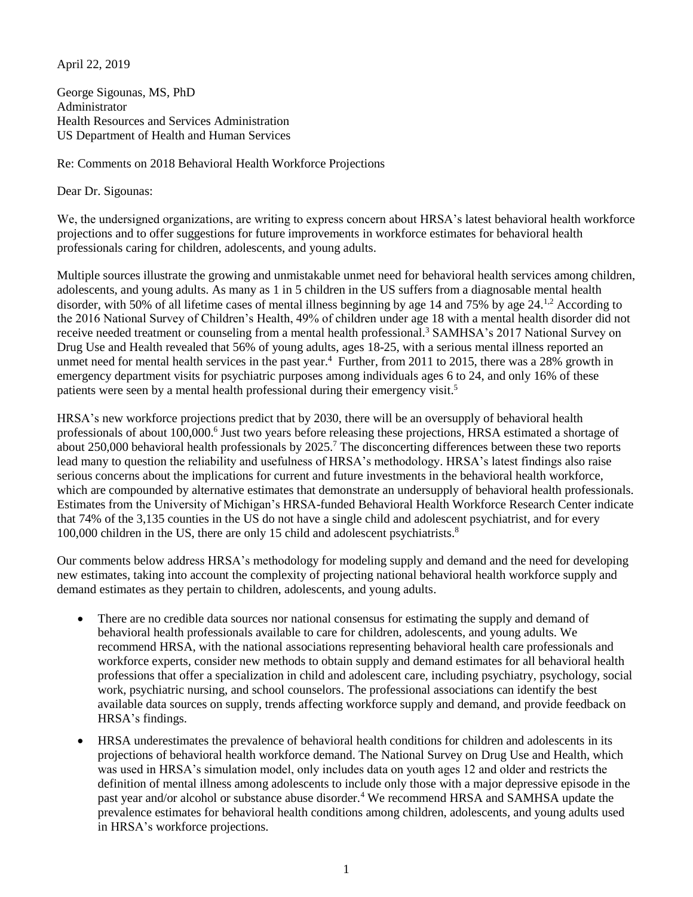April 22, 2019

George Sigounas, MS, PhD  
Administrator  
Health Resources and Services Administration  
US Department of Health and Human Services

Re: Comments on 2018 Behavioral Health Workforce Projections

Dear Dr. Sigounas:

We, the undersigned organizations, are writing to express concern about HRSA's latest behavioral health workforce projections and to offer suggestions for future improvements in workforce estimates for behavioral health professionals caring for children, adolescents, and young adults.

Multiple sources illustrate the growing and unmistakable unmet need for behavioral health services among children, adolescents, and young adults. As many as 1 in 5 children in the US suffers from a diagnosable mental health disorder, with 50% of all lifetime cases of mental illness beginning by age 14 and 75% by age 24.[1,2] According to the 2016 National Survey of Children's Health, 49% of children under age 18 with a mental health disorder did not receive needed treatment or counseling from a mental health professional.[3] SAMHSA's 2017 National Survey on Drug Use and Health revealed that 56% of young adults, ages 18-25, with a serious mental illness reported an unmet need for mental health services in the past year.[4] Further, from 2011 to 2015, there was a 28% growth in emergency department visits for psychiatric purposes among individuals ages 6 to 24, and only 16% of these patients were seen by a mental health professional during their emergency visit.[5]

HRSA's new workforce projections predict that by 2030, there will be an oversupply of behavioral health professionals of about 100,000.[6] Just two years before releasing these projections, HRSA estimated a shortage of about 250,000 behavioral health professionals by 2025.[7] The disconcerting differences between these two reports lead many to question the reliability and usefulness of HRSA's methodology. HRSA's latest findings also raise serious concerns about the implications for current and future investments in the behavioral health workforce, which are compounded by alternative estimates that demonstrate an undersupply of behavioral health professionals. Estimates from the University of Michigan's HRSA-funded Behavioral Health Workforce Research Center indicate that 74% of the 3,135 counties in the US do not have a single child and adolescent psychiatrist, and for every 100,000 children in the US, there are only 15 child and adolescent psychiatrists.[8]

Our comments below address HRSA's methodology for modeling supply and demand and the need for developing new estimates, taking into account the complexity of projecting national behavioral health workforce supply and demand estimates as they pertain to children, adolescents, and young adults.

- There are no credible data sources nor national consensus for estimating the supply and demand of behavioral health professionals available to care for children, adolescents, and young adults. We recommend HRSA, with the national associations representing behavioral health care professionals and workforce experts, consider new methods to obtain supply and demand estimates for all behavioral health professions that offer a specialization in child and adolescent care, including psychiatry, psychology, social work, psychiatric nursing, and school counselors. The professional associations can identify the best available data sources on supply, trends affecting workforce supply and demand, and provide feedback on HRSA's findings.
- HRSA underestimates the prevalence of behavioral health conditions for children and adolescents in its projections of behavioral health workforce demand. The National Survey on Drug Use and Health, which was used in HRSA's simulation model, only includes data on youth ages 12 and older and restricts the definition of mental illness among adolescents to include only those with a major depressive episode in the past year and/or alcohol or substance abuse disorder.[4] We recommend HRSA and SAMHSA update the prevalence estimates for behavioral health conditions among children, adolescents, and young adults used in HRSA's workforce projections.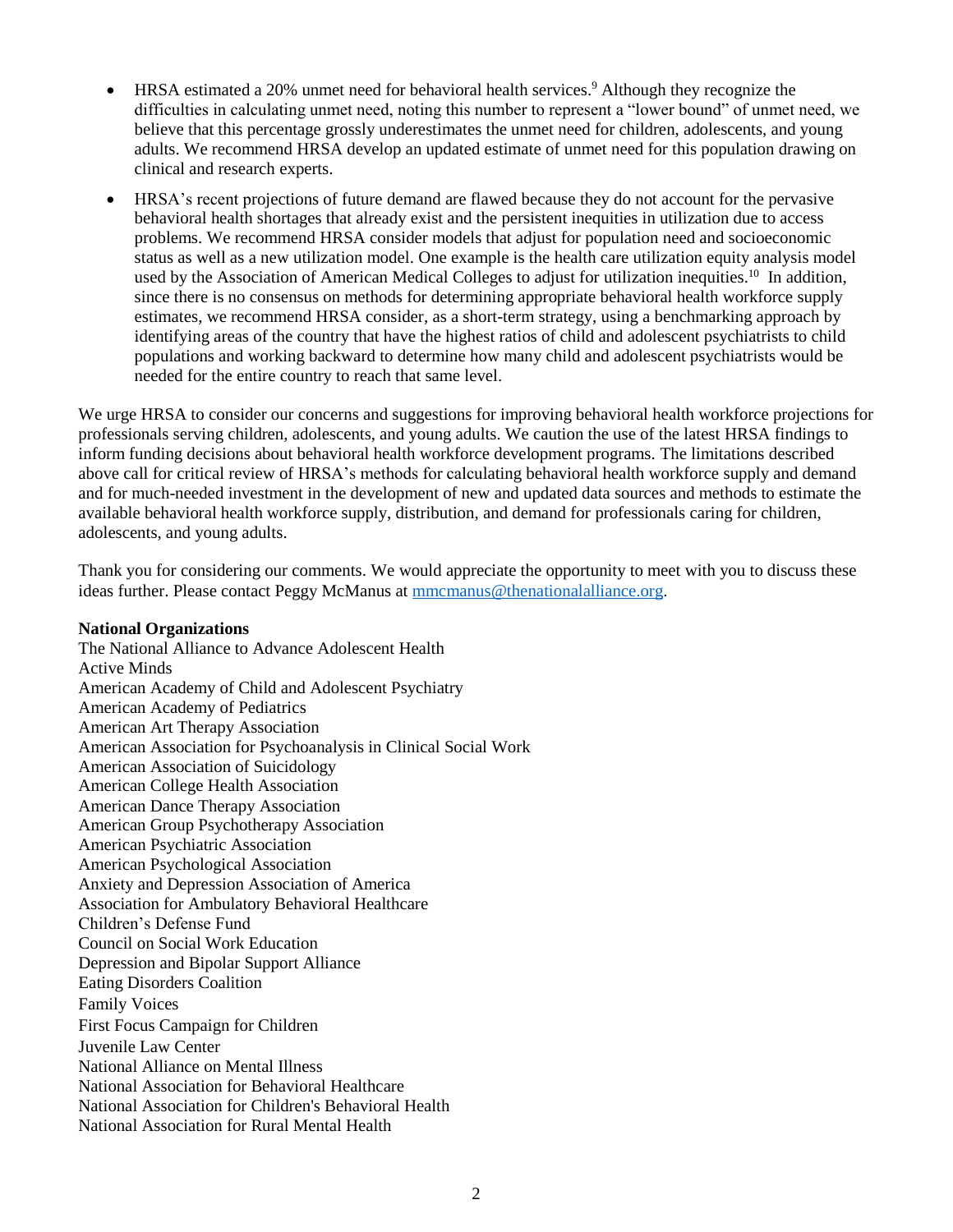- HRSA estimated a 20% unmet need for behavioral health services.[9] Although they recognize the difficulties in calculating unmet need, noting this number to represent a "lower bound" of unmet need, we believe that this percentage grossly underestimates the unmet need for children, adolescents, and young adults. We recommend HRSA develop an updated estimate of unmet need for this population drawing on clinical and research experts.
- HRSA's recent projections of future demand are flawed because they do not account for the pervasive behavioral health shortages that already exist and the persistent inequities in utilization due to access problems. We recommend HRSA consider models that adjust for population need and socioeconomic status as well as a new utilization model. One example is the health care utilization equity analysis model used by the Association of American Medical Colleges to adjust for utilization inequities.[10] In addition, since there is no consensus on methods for determining appropriate behavioral health workforce supply estimates, we recommend HRSA consider, as a short-term strategy, using a benchmarking approach by identifying areas of the country that have the highest ratios of child and adolescent psychiatrists to child populations and working backward to determine how many child and adolescent psychiatrists would be needed for the entire country to reach that same level.

We urge HRSA to consider our concerns and suggestions for improving behavioral health workforce projections for professionals serving children, adolescents, and young adults. We caution the use of the latest HRSA findings to inform funding decisions about behavioral health workforce development programs. The limitations described above call for critical review of HRSA's methods for calculating behavioral health workforce supply and demand and for much-needed investment in the development of new and updated data sources and methods to estimate the available behavioral health workforce supply, distribution, and demand for professionals caring for children, adolescents, and young adults.

Thank you for considering our comments. We would appreciate the opportunity to meet with you to discuss these ideas further. Please contact Peggy McManus at mmcmanus@thenationalalliance.org.

**National Organizations**

The National Alliance to Advance Adolescent Health
Active Minds
American Academy of Child and Adolescent Psychiatry
American Academy of Pediatrics
American Art Therapy Association
American Association for Psychoanalysis in Clinical Social Work
American Association of Suicidology
American College Health Association
American Dance Therapy Association
American Group Psychotherapy Association
American Psychiatric Association
American Psychological Association
Anxiety and Depression Association of America
Association for Ambulatory Behavioral Healthcare
Children's Defense Fund
Council on Social Work Education
Depression and Bipolar Support Alliance
Eating Disorders Coalition
Family Voices
First Focus Campaign for Children
Juvenile Law Center
National Alliance on Mental Illness
National Association for Behavioral Healthcare
National Association for Children's Behavioral Health
National Association for Rural Mental Health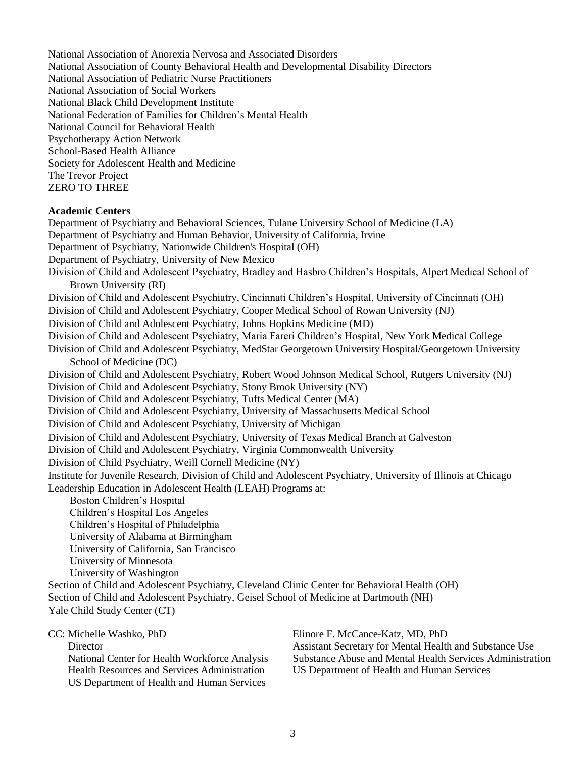National Association of Anorexia Nervosa and Associated Disorders
National Association of County Behavioral Health and Developmental Disability Directors
National Association of Pediatric Nurse Practitioners
National Association of Social Workers
National Black Child Development Institute
National Federation of Families for Children's Mental Health
National Council for Behavioral Health
Psychotherapy Action Network
School-Based Health Alliance
Society for Adolescent Health and Medicine
The Trevor Project
ZERO TO THREE

**Academic Centers**

Department of Psychiatry and Behavioral Sciences, Tulane University School of Medicine (LA)
Department of Psychiatry and Human Behavior, University of California, Irvine
Department of Psychiatry, Nationwide Children's Hospital (OH)
Department of Psychiatry, University of New Mexico
Division of Child and Adolescent Psychiatry, Bradley and Hasbro Children's Hospitals, Alpert Medical School of Brown University (RI)
Division of Child and Adolescent Psychiatry, Cincinnati Children's Hospital, University of Cincinnati (OH)
Division of Child and Adolescent Psychiatry, Cooper Medical School of Rowan University (NJ)
Division of Child and Adolescent Psychiatry, Johns Hopkins Medicine (MD)
Division of Child and Adolescent Psychiatry, Maria Fareri Children's Hospital, New York Medical College
Division of Child and Adolescent Psychiatry, MedStar Georgetown University Hospital/Georgetown University School of Medicine (DC)
Division of Child and Adolescent Psychiatry, Robert Wood Johnson Medical School, Rutgers University (NJ)
Division of Child and Adolescent Psychiatry, Stony Brook University (NY)
Division of Child and Adolescent Psychiatry, Tufts Medical Center (MA)
Division of Child and Adolescent Psychiatry, University of Massachusetts Medical School
Division of Child and Adolescent Psychiatry, University of Michigan
Division of Child and Adolescent Psychiatry, University of Texas Medical Branch at Galveston
Division of Child and Adolescent Psychiatry, Virginia Commonwealth University
Division of Child Psychiatry, Weill Cornell Medicine (NY)
Institute for Juvenile Research, Division of Child and Adolescent Psychiatry, University of Illinois at Chicago
Leadership Education in Adolescent Health (LEAH) Programs at:
- Boston Children's Hospital
- Children's Hospital Los Angeles
- Children's Hospital of Philadelphia
- University of Alabama at Birmingham
- University of California, San Francisco
- University of Minnesota
- University of Washington

Section of Child and Adolescent Psychiatry, Cleveland Clinic Center for Behavioral Health (OH)
Section of Child and Adolescent Psychiatry, Geisel School of Medicine at Dartmouth (NH)
Yale Child Study Center (CT)

CC: Michelle Washko, PhD
Director
National Center for Health Workforce Analysis
Health Resources and Services Administration
US Department of Health and Human Services

Elinore F. McCance-Katz, MD, PhD
Assistant Secretary for Mental Health and Substance Use
Substance Abuse and Mental Health Services Administration
US Department of Health and Human Services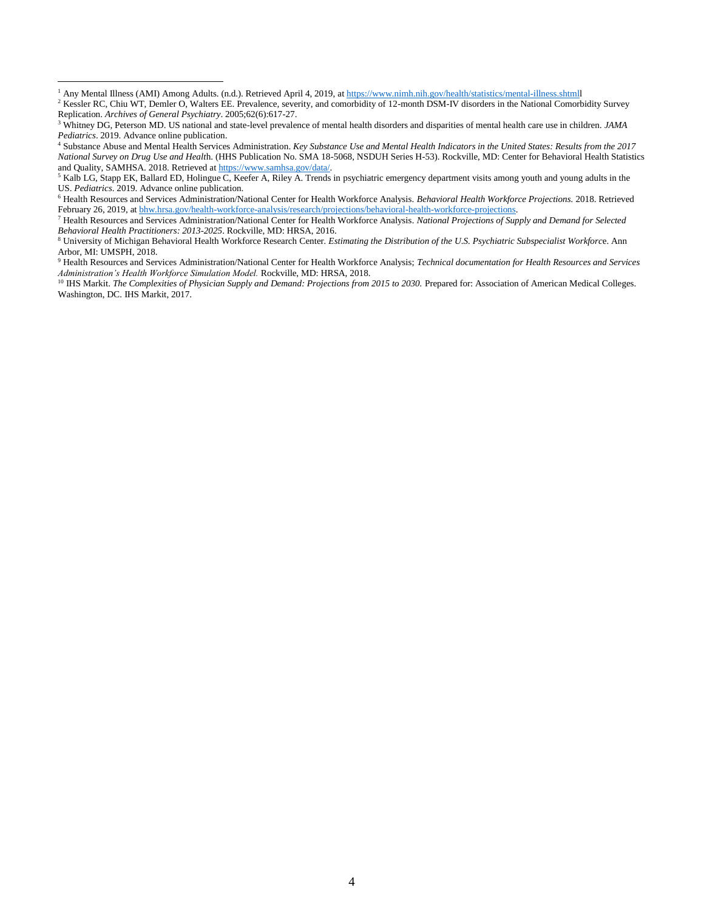[1] Any Mental Illness (AMI) Among Adults. (n.d.). Retrieved April 4, 2019, at https://www.nimh.nih.gov/health/statistics/mental-illness.shtmll

[2] Kessler RC, Chiu WT, Demler O, Walters EE. Prevalence, severity, and comorbidity of 12-month DSM-IV disorders in the National Comorbidity Survey Replication. *Archives of General Psychiatry*. 2005;62(6):617-27.

[3] Whitney DG, Peterson MD. US national and state-level prevalence of mental health disorders and disparities of mental health care use in children. *JAMA Pediatrics*. 2019. Advance online publication.

[4] Substance Abuse and Mental Health Services Administration. *Key Substance Use and Mental Health Indicators in the United States: Results from the 2017 National Survey on Drug Use and Healt*h. (HHS Publication No. SMA 18-5068, NSDUH Series H-53). Rockville, MD: Center for Behavioral Health Statistics and Quality, SAMHSA. 2018. Retrieved at https://www.samhsa.gov/data/.

[5] Kalb LG, Stapp EK, Ballard ED, Holingue C, Keefer A, Riley A. Trends in psychiatric emergency department visits among youth and young adults in the US. *Pediatrics*. 2019. Advance online publication.

[6] Health Resources and Services Administration/National Center for Health Workforce Analysis. *Behavioral Health Workforce Projections.* 2018. Retrieved February 26, 2019, at bhw.hrsa.gov/health-workforce-analysis/research/projections/behavioral-health-workforce-projections.

[7] Health Resources and Services Administration/National Center for Health Workforce Analysis. *National Projections of Supply and Demand for Selected Behavioral Health Practitioners: 2013-2025*. Rockville, MD: HRSA, 2016.

[8] University of Michigan Behavioral Health Workforce Research Center. *Estimating the Distribution of the U.S. Psychiatric Subspecialist Workforc*e. Ann Arbor, MI: UMSPH, 2018.

[9] Health Resources and Services Administration/National Center for Health Workforce Analysis; *Technical documentation for Health Resources and Services Administration's Health Workforce Simulation Model.* Rockville, MD: HRSA, 2018.

[10] IHS Markit. *The Complexities of Physician Supply and Demand: Projections from 2015 to 2030.* Prepared for: Association of American Medical Colleges. Washington, DC. IHS Markit, 2017.